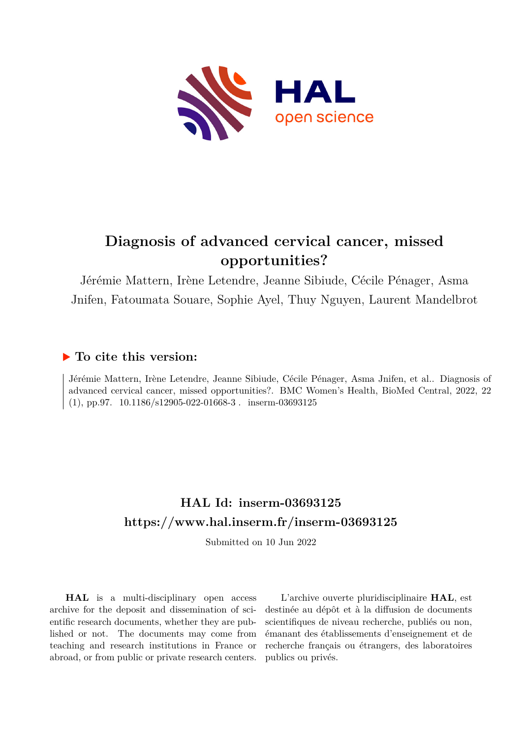# Diagnosis of advanced cervical cancer, missed opportunities?

Jérémie Mattern, Irène Letendre, Jeanne Sibiude, Cécile Pénager, Asma Jnifen, Fatoumata Souare, Sophie Ayel, Thuy Nguyen, Laurent Mandelbrot

## ▶ To cite this version:

Jérémie Mattern, Irène Letendre, Jeanne Sibiude, Cécile Pénager, Asma Jnifen, et al.. Diagnosis of advanced cervical cancer, missed opportunities?. BMC Women's Health, BioMed Central, 2022, 22 (1), pp.97. 10.1186/s12905-022-01668-3 . inserm-03693125

## HAL Id: inserm-03693125

## https://www.hal.inserm.fr/inserm-03693125

Submitted on 10 Jun 2022

**HAL** is a multi-disciplinary open access archive for the deposit and dissemination of scientific research documents, whether they are published or not. The documents may come from teaching and research institutions in France or abroad, or from public or private research centers.

L'archive ouverte pluridisciplinaire **HAL**, est destinée au dépôt et à la diffusion de documents scientifiques de niveau recherche, publiés ou non, émanant des établissements d'enseignement et de recherche français ou étrangers, des laboratoires publics ou privés.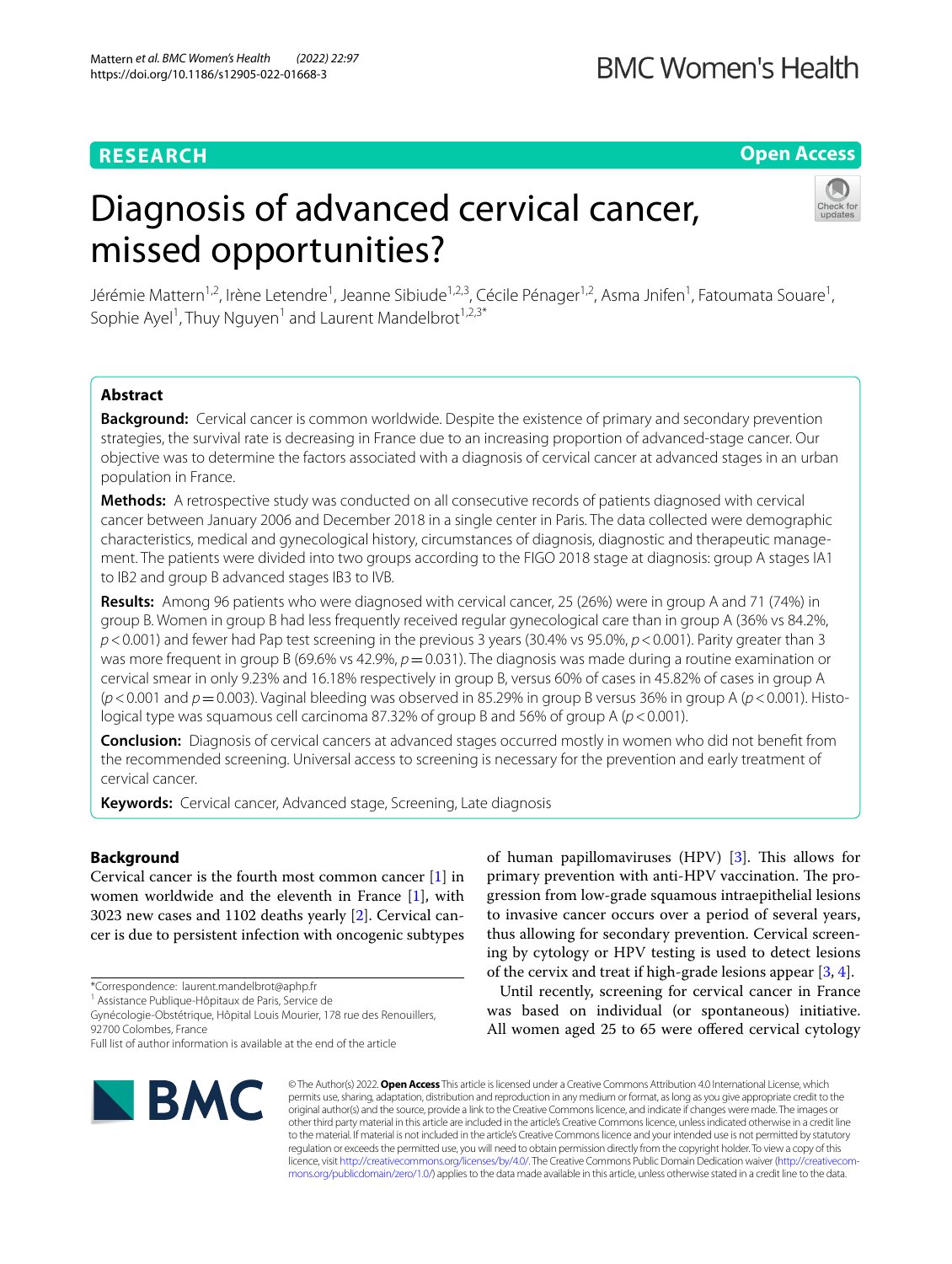# Diagnosis of advanced cervical cancer, missed opportunities?

Jérémie Mattern[1,2], Irène Letendre[1], Jeanne Sibiude[1,2,3], Cécile Pénager[1,2], Asma Jnifen[1], Fatoumata Souare[1], Sophie Ayel[1], Thuy Nguyen[1] and Laurent Mandelbrot[1,2,3*]

## Abstract

**Background:** Cervical cancer is common worldwide. Despite the existence of primary and secondary prevention strategies, the survival rate is decreasing in France due to an increasing proportion of advanced-stage cancer. Our objective was to determine the factors associated with a diagnosis of cervical cancer at advanced stages in an urban population in France.

**Methods:** A retrospective study was conducted on all consecutive records of patients diagnosed with cervical cancer between January 2006 and December 2018 in a single center in Paris. The data collected were demographic characteristics, medical and gynecological history, circumstances of diagnosis, diagnostic and therapeutic management. The patients were divided into two groups according to the FIGO 2018 stage at diagnosis: group A stages IA1 to IB2 and group B advanced stages IB3 to IVB.

**Results:** Among 96 patients who were diagnosed with cervical cancer, 25 (26%) were in group A and 71 (74%) in group B. Women in group B had less frequently received regular gynecological care than in group A (36% vs 84.2%, $p<0.001$) and fewer had Pap test screening in the previous 3 years (30.4% vs 95.0%, $p<0.001$). Parity greater than 3 was more frequent in group B (69.6% vs 42.9%, $p=0.031$). The diagnosis was made during a routine examination or cervical smear in only 9.23% and 16.18% respectively in group B, versus 60% of cases in 45.82% of cases in group A ($p<0.001$ and $p=0.003$). Vaginal bleeding was observed in 85.29% in group B versus 36% in group A ($p<0.001$). Histological type was squamous cell carcinoma 87.32% of group B and 56% of group A ($p<0.001$).

**Conclusion:** Diagnosis of cervical cancers at advanced stages occurred mostly in women who did not benefit from the recommended screening. Universal access to screening is necessary for the prevention and early treatment of cervical cancer.

**Keywords:** Cervical cancer, Advanced stage, Screening, Late diagnosis

## Background

Cervical cancer is the fourth most common cancer [1] in women worldwide and the eleventh in France [1], with 3023 new cases and 1102 deaths yearly [2]. Cervical cancer is due to persistent infection with oncogenic subtypes of human papillomaviruses (HPV) [3]. This allows for primary prevention with anti-HPV vaccination. The progression from low-grade squamous intraepithelial lesions to invasive cancer occurs over a period of several years, thus allowing for secondary prevention. Cervical screening by cytology or HPV testing is used to detect lesions of the cervix and treat if high-grade lesions appear [3, 4].

Until recently, screening for cervical cancer in France was based on individual (or spontaneous) initiative. All women aged 25 to 65 were offered cervical cytology

*Correspondence: laurent.mandelbrot@aphp.fr

[1] Assistance Publique-Hôpitaux de Paris, Service de Gynécologie-Obstétrique, Hôpital Louis Mourier, 178 rue des Renouillers, 92700 Colombes, France

Full list of author information is available at the end of the article

© The Author(s) 2022. **Open Access** This article is licensed under a Creative Commons Attribution 4.0 International License, which permits use, sharing, adaptation, distribution and reproduction in any medium or format, as long as you give appropriate credit to the original author(s) and the source, provide a link to the Creative Commons licence, and indicate if changes were made. The images or other third party material in this article are included in the article's Creative Commons licence, unless indicated otherwise in a credit line to the material. If material is not included in the article's Creative Commons licence and your intended use is not permitted by statutory regulation or exceeds the permitted use, you will need to obtain permission directly from the copyright holder. To view a copy of this licence, visit http://creativecommons.org/licenses/by/4.0/. The Creative Commons Public Domain Dedication waiver (http://creativecommons.org/publicdomain/zero/1.0/) applies to the data made available in this article, unless otherwise stated in a credit line to the data.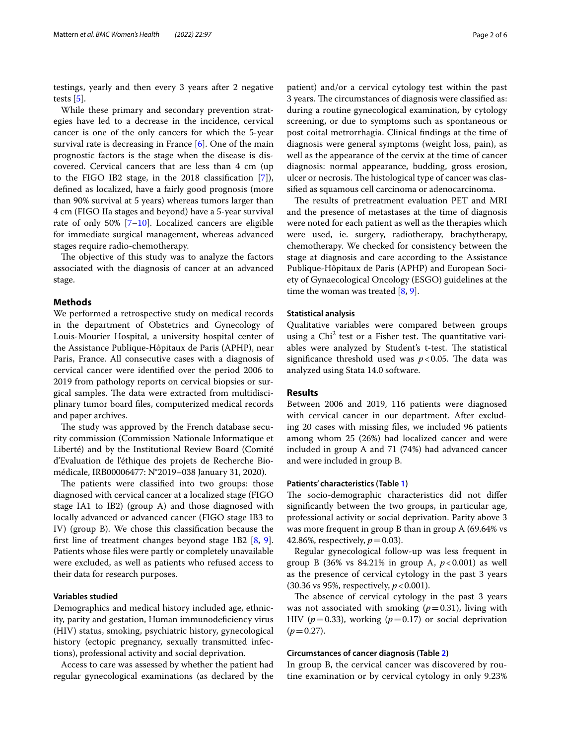testings, yearly and then every 3 years after 2 negative tests [5].

While these primary and secondary prevention strategies have led to a decrease in the incidence, cervical cancer is one of the only cancers for which the 5-year survival rate is decreasing in France [6]. One of the main prognostic factors is the stage when the disease is discovered. Cervical cancers that are less than 4 cm (up to the FIGO IB2 stage, in the 2018 classification [7]), defined as localized, have a fairly good prognosis (more than 90% survival at 5 years) whereas tumors larger than 4 cm (FIGO IIa stages and beyond) have a 5-year survival rate of only 50% [7–10]. Localized cancers are eligible for immediate surgical management, whereas advanced stages require radio-chemotherapy.

The objective of this study was to analyze the factors associated with the diagnosis of cancer at an advanced stage.

## Methods

We performed a retrospective study on medical records in the department of Obstetrics and Gynecology of Louis-Mourier Hospital, a university hospital center of the Assistance Publique-Hôpitaux de Paris (APHP), near Paris, France. All consecutive cases with a diagnosis of cervical cancer were identified over the period 2006 to 2019 from pathology reports on cervical biopsies or surgical samples. The data were extracted from multidisciplinary tumor board files, computerized medical records and paper archives.

The study was approved by the French database security commission (Commission Nationale Informatique et Liberté) and by the Institutional Review Board (Comité d'Evaluation de l'éthique des projets de Recherche Biomédicale, IRB00006477: N°2019–038 January 31, 2020).

The patients were classified into two groups: those diagnosed with cervical cancer at a localized stage (FIGO stage IA1 to IB2) (group A) and those diagnosed with locally advanced or advanced cancer (FIGO stage IB3 to IV) (group B). We chose this classification because the first line of treatment changes beyond stage 1B2 [8, 9]. Patients whose files were partly or completely unavailable were excluded, as well as patients who refused access to their data for research purposes.

### Variables studied

Demographics and medical history included age, ethnicity, parity and gestation, Human immunodeficiency virus (HIV) status, smoking, psychiatric history, gynecological history (ectopic pregnancy, sexually transmitted infections), professional activity and social deprivation.

Access to care was assessed by whether the patient had regular gynecological examinations (as declared by the patient) and/or a cervical cytology test within the past 3 years. The circumstances of diagnosis were classified as: during a routine gynecological examination, by cytology screening, or due to symptoms such as spontaneous or post coital metrorrhagia. Clinical findings at the time of diagnosis were general symptoms (weight loss, pain), as well as the appearance of the cervix at the time of cancer diagnosis: normal appearance, budding, gross erosion, ulcer or necrosis. The histological type of cancer was classified as squamous cell carcinoma or adenocarcinoma.

The results of pretreatment evaluation PET and MRI and the presence of metastases at the time of diagnosis were noted for each patient as well as the therapies which were used, ie. surgery, radiotherapy, brachytherapy, chemotherapy. We checked for consistency between the stage at diagnosis and care according to the Assistance Publique-Hôpitaux de Paris (APHP) and European Society of Gynaecological Oncology (ESGO) guidelines at the time the woman was treated [8, 9].

### Statistical analysis

Qualitative variables were compared between groups using a Chi$^2$ test or a Fisher test. The quantitative variables were analyzed by Student's t-test. The statistical significance threshold used was $p < 0.05$. The data was analyzed using Stata 14.0 software.

## Results

Between 2006 and 2019, 116 patients were diagnosed with cervical cancer in our department. After excluding 20 cases with missing files, we included 96 patients among whom 25 (26%) had localized cancer and were included in group A and 71 (74%) had advanced cancer and were included in group B.

### Patients' characteristics (Table 1)

The socio-demographic characteristics did not differ significantly between the two groups, in particular age, professional activity or social deprivation. Parity above 3 was more frequent in group B than in group A (69.64% vs 42.86%, respectively, $p = 0.03$).

Regular gynecological follow-up was less frequent in group B (36% vs 84.21% in group A, $p < 0.001$) as well as the presence of cervical cytology in the past 3 years (30.36 vs 95%, respectively, $p < 0.001$).

The absence of cervical cytology in the past 3 years was not associated with smoking ($p = 0.31$), living with HIV ($p = 0.33$), working ($p = 0.17$) or social deprivation ($p = 0.27$).

### Circumstances of cancer diagnosis (Table 2)

In group B, the cervical cancer was discovered by routine examination or by cervical cytology in only 9.23%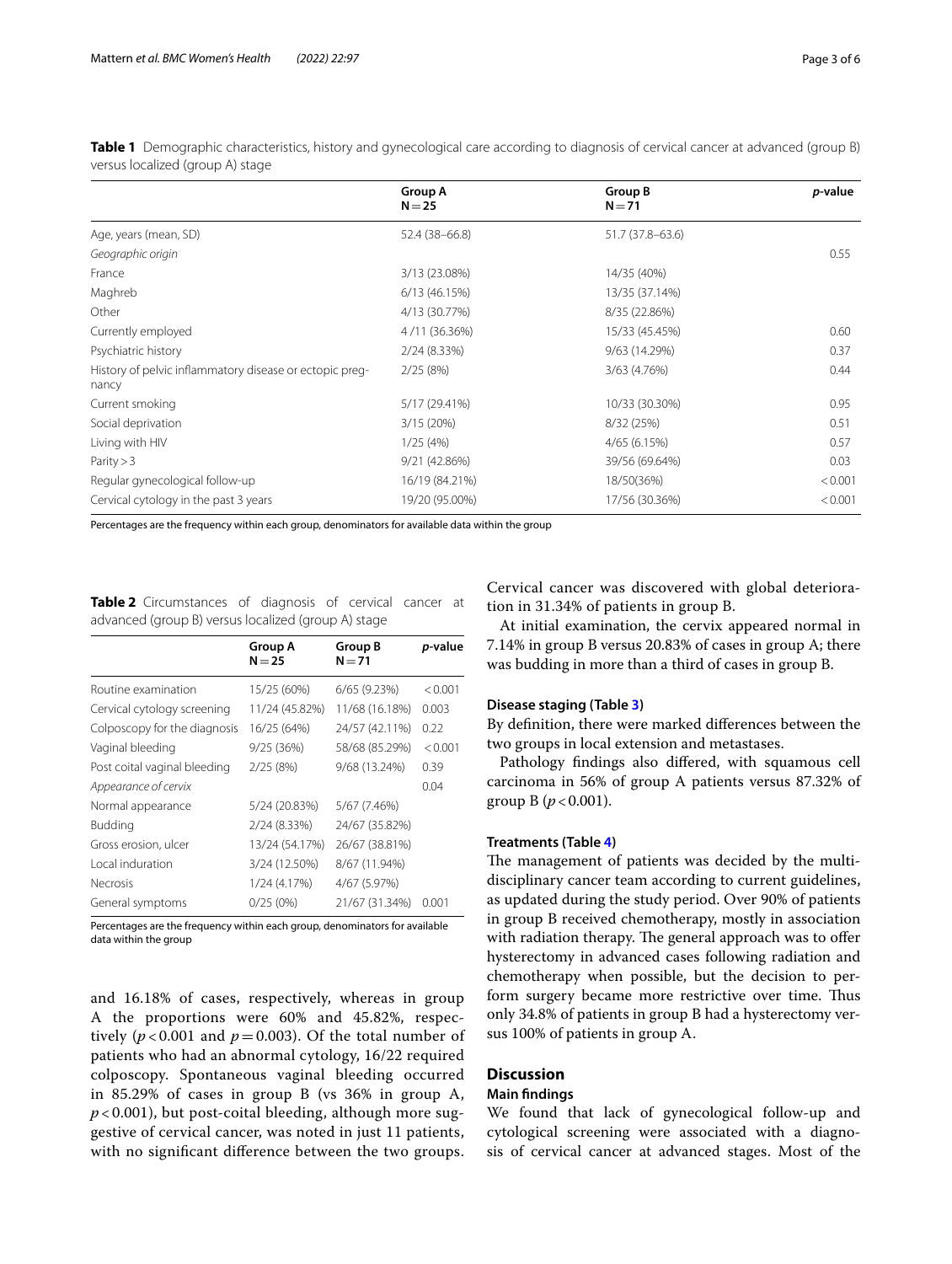**Table 1** Demographic characteristics, history and gynecological care according to diagnosis of cervical cancer at advanced (group B) versus localized (group A) stage

| | Group A N = 25 | Group B N = 71 | *p*-value |
|---|---|---|---|
| Age, years (mean, SD) | 52.4 (38–66.8) | 51.7 (37.8–63.6) | |
| *Geographic origin* | | | 0.55 |
| France | 3/13 (23.08%) | 14/35 (40%) | |
| Maghreb | 6/13 (46.15%) | 13/35 (37.14%) | |
| Other | 4/13 (30.77%) | 8/35 (22.86%) | |
| Currently employed | 4 /11 (36.36%) | 15/33 (45.45%) | 0.60 |
| Psychiatric history | 2/24 (8.33%) | 9/63 (14.29%) | 0.37 |
| History of pelvic inflammatory disease or ectopic pregnancy | 2/25 (8%) | 3/63 (4.76%) | 0.44 |
| Current smoking | 5/17 (29.41%) | 10/33 (30.30%) | 0.95 |
| Social deprivation | 3/15 (20%) | 8/32 (25%) | 0.51 |
| Living with HIV | 1/25 (4%) | 4/65 (6.15%) | 0.57 |
| Parity > 3 | 9/21 (42.86%) | 39/56 (69.64%) | 0.03 |
| Regular gynecological follow-up | 16/19 (84.21%) | 18/50(36%) | < 0.001 |
| Cervical cytology in the past 3 years | 19/20 (95.00%) | 17/56 (30.36%) | < 0.001 |

Percentages are the frequency within each group, denominators for available data within the group

**Table 2** Circumstances of diagnosis of cervical cancer at advanced (group B) versus localized (group A) stage

| | Group A N = 25 | Group B N = 71 | *p*-value |
|---|---|---|---|
| Routine examination | 15/25 (60%) | 6/65 (9.23%) | < 0.001 |
| Cervical cytology screening | 11/24 (45.82%) | 11/68 (16.18%) | 0.003 |
| Colposcopy for the diagnosis | 16/25 (64%) | 24/57 (42.11%) | 0.22 |
| Vaginal bleeding | 9/25 (36%) | 58/68 (85.29%) | < 0.001 |
| Post coital vaginal bleeding | 2/25 (8%) | 9/68 (13.24%) | 0.39 |
| *Appearance of cervix* | | | 0.04 |
| Normal appearance | 5/24 (20.83%) | 5/67 (7.46%) | |
| Budding | 2/24 (8.33%) | 24/67 (35.82%) | |
| Gross erosion, ulcer | 13/24 (54.17%) | 26/67 (38.81%) | |
| Local induration | 3/24 (12.50%) | 8/67 (11.94%) | |
| Necrosis | 1/24 (4.17%) | 4/67 (5.97%) | |
| General symptoms | 0/25 (0%) | 21/67 (31.34%) | 0.001 |

Percentages are the frequency within each group, denominators for available data within the group

and 16.18% of cases, respectively, whereas in group A the proportions were 60% and 45.82%, respectively ($p < 0.001$ and $p = 0.003$). Of the total number of patients who had an abnormal cytology, 16/22 required colposcopy. Spontaneous vaginal bleeding occurred in 85.29% of cases in group B (vs 36% in group A, $p < 0.001$), but post-coital bleeding, although more suggestive of cervical cancer, was noted in just 11 patients, with no significant difference between the two groups. Cervical cancer was discovered with global deterioration in 31.34% of patients in group B.

At initial examination, the cervix appeared normal in 7.14% in group B versus 20.83% of cases in group A; there was budding in more than a third of cases in group B.

### Disease staging (Table 3)

By definition, there were marked differences between the two groups in local extension and metastases.

Pathology findings also differed, with squamous cell carcinoma in 56% of group A patients versus 87.32% of group B ($p < 0.001$).

### Treatments (Table 4)

The management of patients was decided by the multidisciplinary cancer team according to current guidelines, as updated during the study period. Over 90% of patients in group B received chemotherapy, mostly in association with radiation therapy. The general approach was to offer hysterectomy in advanced cases following radiation and chemotherapy when possible, but the decision to perform surgery became more restrictive over time. Thus only 34.8% of patients in group B had a hysterectomy versus 100% of patients in group A.

## Discussion

### Main findings

We found that lack of gynecological follow-up and cytological screening were associated with a diagnosis of cervical cancer at advanced stages. Most of the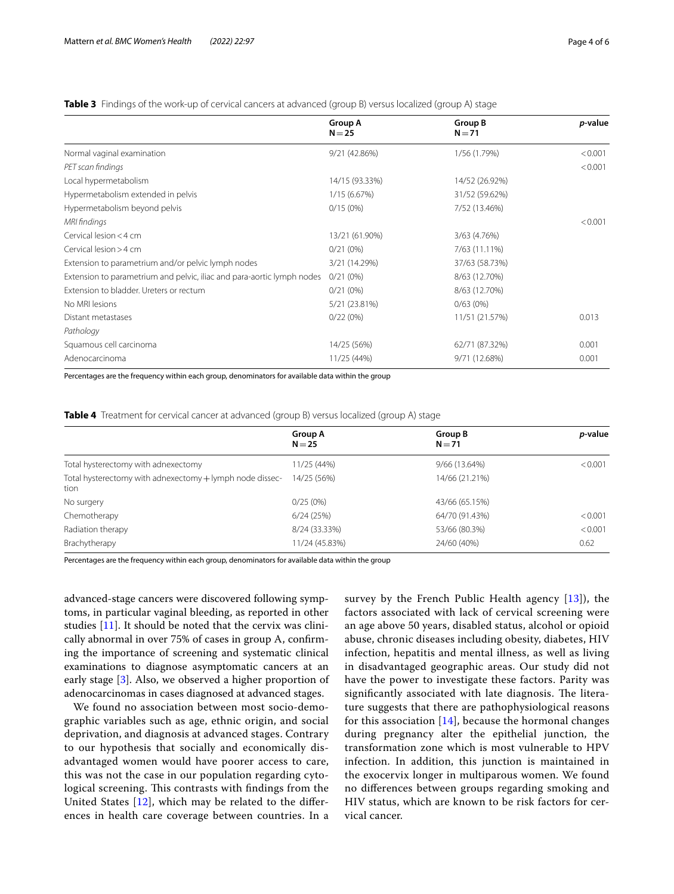**Table 3** Findings of the work-up of cervical cancers at advanced (group B) versus localized (group A) stage

| | Group A N = 25 | Group B N = 71 | *p*-value |
|---|---|---|---|
| Normal vaginal examination | 9/21 (42.86%) | 1/56 (1.79%) | < 0.001 |
| *PET scan findings* | | | < 0.001 |
| Local hypermetabolism | 14/15 (93.33%) | 14/52 (26.92%) | |
| Hypermetabolism extended in pelvis | 1/15 (6.67%) | 31/52 (59.62%) | |
| Hypermetabolism beyond pelvis | 0/15 (0%) | 7/52 (13.46%) | |
| *MRI findings* | | | < 0.001 |
| Cervical lesion < 4 cm | 13/21 (61.90%) | 3/63 (4.76%) | |
| Cervical lesion > 4 cm | 0/21 (0%) | 7/63 (11.11%) | |
| Extension to parametrium and/or pelvic lymph nodes | 3/21 (14.29%) | 37/63 (58.73%) | |
| Extension to parametrium and pelvic, iliac and para-aortic lymph nodes | 0/21 (0%) | 8/63 (12.70%) | |
| Extension to bladder. Ureters or rectum | 0/21 (0%) | 8/63 (12.70%) | |
| No MRI lesions | 5/21 (23.81%) | 0/63 (0%) | |
| Distant metastases | 0/22 (0%) | 11/51 (21.57%) | 0.013 |
| *Pathology* | | | |
| Squamous cell carcinoma | 14/25 (56%) | 62/71 (87.32%) | 0.001 |
| Adenocarcinoma | 11/25 (44%) | 9/71 (12.68%) | 0.001 |

Percentages are the frequency within each group, denominators for available data within the group

**Table 4** Treatment for cervical cancer at advanced (group B) versus localized (group A) stage

| | Group A N = 25 | Group B N = 71 | *p*-value |
|---|---|---|---|
| Total hysterectomy with adnexectomy | 11/25 (44%) | 9/66 (13.64%) | < 0.001 |
| Total hysterectomy with adnexectomy + lymph node dissection | 14/25 (56%) | 14/66 (21.21%) | |
| No surgery | 0/25 (0%) | 43/66 (65.15%) | |
| Chemotherapy | 6/24 (25%) | 64/70 (91.43%) | < 0.001 |
| Radiation therapy | 8/24 (33.33%) | 53/66 (80.3%) | < 0.001 |
| Brachytherapy | 11/24 (45.83%) | 24/60 (40%) | 0.62 |

Percentages are the frequency within each group, denominators for available data within the group

advanced-stage cancers were discovered following symptoms, in particular vaginal bleeding, as reported in other studies [11]. It should be noted that the cervix was clinically abnormal in over 75% of cases in group A, confirming the importance of screening and systematic clinical examinations to diagnose asymptomatic cancers at an early stage [3]. Also, we observed a higher proportion of adenocarcinomas in cases diagnosed at advanced stages.

We found no association between most socio-demographic variables such as age, ethnic origin, and social deprivation, and diagnosis at advanced stages. Contrary to our hypothesis that socially and economically disadvantaged women would have poorer access to care, this was not the case in our population regarding cytological screening. This contrasts with findings from the United States [12], which may be related to the differences in health care coverage between countries. In a survey by the French Public Health agency [13]), the factors associated with lack of cervical screening were an age above 50 years, disabled status, alcohol or opioid abuse, chronic diseases including obesity, diabetes, HIV infection, hepatitis and mental illness, as well as living in disadvantaged geographic areas. Our study did not have the power to investigate these factors. Parity was significantly associated with late diagnosis. The literature suggests that there are pathophysiological reasons for this association [14], because the hormonal changes during pregnancy alter the epithelial junction, the transformation zone which is most vulnerable to HPV infection. In addition, this junction is maintained in the exocervix longer in multiparous women. We found no differences between groups regarding smoking and HIV status, which are known to be risk factors for cervical cancer.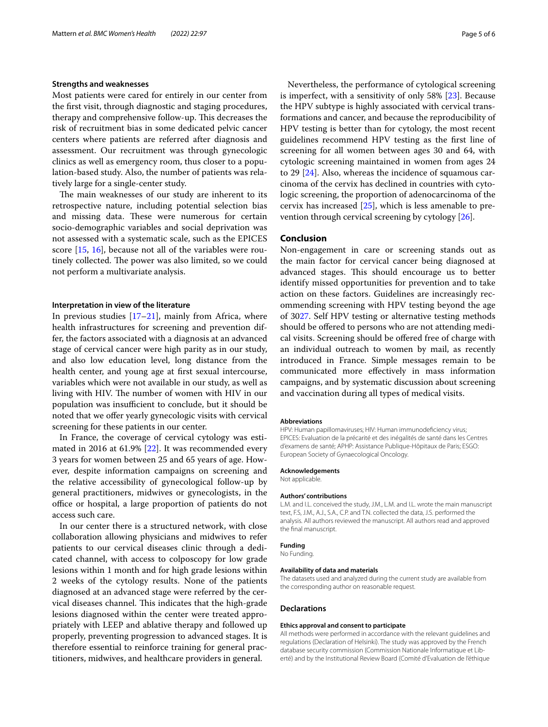### Strengths and weaknesses

Most patients were cared for entirely in our center from the first visit, through diagnostic and staging procedures, therapy and comprehensive follow-up. This decreases the risk of recruitment bias in some dedicated pelvic cancer centers where patients are referred after diagnosis and assessment. Our recruitment was through gynecologic clinics as well as emergency room, thus closer to a population-based study. Also, the number of patients was relatively large for a single-center study.

The main weaknesses of our study are inherent to its retrospective nature, including potential selection bias and missing data. These were numerous for certain socio-demographic variables and social deprivation was not assessed with a systematic scale, such as the EPICES score [15, 16], because not all of the variables were routinely collected. The power was also limited, so we could not perform a multivariate analysis.

### Interpretation in view of the literature

In previous studies [17–21], mainly from Africa, where health infrastructures for screening and prevention differ, the factors associated with a diagnosis at an advanced stage of cervical cancer were high parity as in our study, and also low education level, long distance from the health center, and young age at first sexual intercourse, variables which were not available in our study, as well as living with HIV. The number of women with HIV in our population was insufficient to conclude, but it should be noted that we offer yearly gynecologic visits with cervical screening for these patients in our center.

In France, the coverage of cervical cytology was estimated in 2016 at 61.9% [22]. It was recommended every 3 years for women between 25 and 65 years of age. However, despite information campaigns on screening and the relative accessibility of gynecological follow-up by general practitioners, midwives or gynecologists, in the office or hospital, a large proportion of patients do not access such care.

In our center there is a structured network, with close collaboration allowing physicians and midwives to refer patients to our cervical diseases clinic through a dedicated channel, with access to colposcopy for low grade lesions within 1 month and for high grade lesions within 2 weeks of the cytology results. None of the patients diagnosed at an advanced stage were referred by the cervical diseases channel. This indicates that the high-grade lesions diagnosed within the center were treated appropriately with LEEP and ablative therapy and followed up properly, preventing progression to advanced stages. It is therefore essential to reinforce training for general practitioners, midwives, and healthcare providers in general.

Nevertheless, the performance of cytological screening is imperfect, with a sensitivity of only 58% [23]. Because the HPV subtype is highly associated with cervical transformations and cancer, and because the reproducibility of HPV testing is better than for cytology, the most recent guidelines recommend HPV testing as the first line of screening for all women between ages 30 and 64, with cytologic screening maintained in women from ages 24 to 29 [24]. Also, whereas the incidence of squamous carcinoma of the cervix has declined in countries with cytologic screening, the proportion of adenocarcinoma of the cervix has increased [25], which is less amenable to prevention through cervical screening by cytology [26].

## Conclusion

Non-engagement in care or screening stands out as the main factor for cervical cancer being diagnosed at advanced stages. This should encourage us to better identify missed opportunities for prevention and to take action on these factors. Guidelines are increasingly recommending screening with HPV testing beyond the age of 3027. Self HPV testing or alternative testing methods should be offered to persons who are not attending medical visits. Screening should be offered free of charge with an individual outreach to women by mail, as recently introduced in France. Simple messages remain to be communicated more effectively in mass information campaigns, and by systematic discussion about screening and vaccination during all types of medical visits.

#### Abbreviations

HPV: Human papillomaviruses; HIV: Human immunodeficiency virus; EPICES: Evaluation de la précarité et des inégalités de santé dans les Centres d'examens de santé; APHP: Assistance Publique-Hôpitaux de Paris; ESGO: European Society of Gynaecological Oncology.

#### Acknowledgements

Not applicable.

#### Authors' contributions

L.M. and I.L. conceived the study, J.M., L.M. and I.L. wrote the main manuscript text, F.S, J.M., A.J., S.A., C.P. and T.N. collected the data, J.S. performed the analysis. All authors reviewed the manuscript. All authors read and approved the final manuscript.

#### Funding

No Funding.

#### Availability of data and materials

The datasets used and analyzed during the current study are available from the corresponding author on reasonable request.

### Declarations

#### Ethics approval and consent to participate

All methods were performed in accordance with the relevant guidelines and regulations (Declaration of Helsinki). The study was approved by the French database security commission (Commission Nationale Informatique et Liberté) and by the Institutional Review Board (Comité d'Evaluation de l'éthique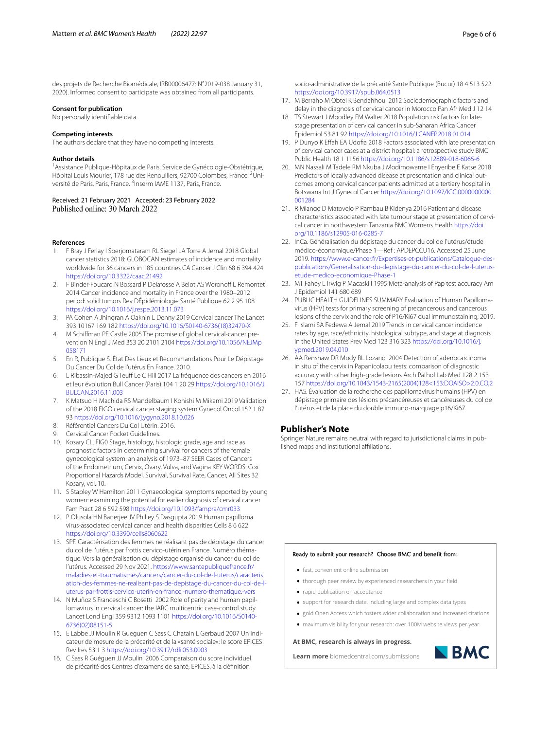des projets de Recherche Biomédicale, IRB00006477: N°2019-038 January 31, 2020). Informed consent to participate was obtained from all participants.

### Consent for publication

No personally identifiable data.

### Competing interests

The authors declare that they have no competing interests.

### Author details

[1]Assistance Publique-Hôpitaux de Paris, Service de Gynécologie-Obstétrique, Hôpital Louis Mourier, 178 rue des Renouillers, 92700 Colombes, France. [2]Université de Paris, Paris, France. [3]Inserm IAME 1137, Paris, France.

Received: 21 February 2021 Accepted: 23 February 2022
Published online: 30 March 2022

### References

1. F Bray J Ferlay I Soerjomataram RL Siegel LA Torre A Jemal 2018 Global cancer statistics 2018: GLOBOCAN estimates of incidence and mortality worldwide for 36 cancers in 185 countries CA Cancer J Clin 68 6 394 424 https://doi.org/10.3322/caac.21492
2. F Binder-Foucard N Bossard P Delafosse A Belot AS Woronoff L Remontet 2014 Cancer incidence and mortality in France over the 1980–2012 period: solid tumors Rev DÉpidémiologie Santé Publique 62 2 95 108 https://doi.org/10.1016/j.respe.2013.11.073
3. PA Cohen A Jhingran A Oaknin L Denny 2019 Cervical cancer The Lancet 393 10167 169 182 https://doi.org/10.1016/S0140-6736(18)32470-X
4. M Schiffman PE Castle 2005 The promise of global cervical-cancer prevention N Engl J Med 353 20 2101 2104 https://doi.org/10.1056/NEJMp058171
5. En R, Publique S. État Des Lieux et Recommandations Pour Le Dépistage Du Cancer Du Col de l'utérus En France. 2010.
6. L Ribassin-Majed G Teuff Le C Hill 2017 La fréquence des cancers en 2016 et leur évolution Bull Cancer (Paris) 104 1 20 29 https://doi.org/10.1016/J.BULCAN.2016.11.003
7. K Matsuo H Machida RS Mandelbaum I Konishi M Mikami 2019 Validation of the 2018 FIGO cervical cancer staging system Gynecol Oncol 152 1 87 93 https://doi.org/10.1016/j.ygyno.2018.10.026
8. Référentiel Cancers Du Col Utérin. 2016.
9. Cervical Cancer Pocket Guidelines.
10. Kosary CL. FIG0 Stage, histology, histologic grade, age and race as prognostic factors in determining survival for cancers of the female gynecological system: an analysis of 1973–87 SEER Cases of Cancers of the Endometrium, Cervix, Ovary, Vulva, and Vagina KEY WORDS: Cox Proportional Hazards Model, Survival, Survival Rate, Cancer, All Sites 32 Kosary, vol. 10.
11. S Stapley W Hamilton 2011 Gynaecological symptoms reported by young women: examining the potential for earlier diagnosis of cervical cancer Fam Pract 28 6 592 598 https://doi.org/10.1093/fampra/cmr033
12. P Olusola HN Banerjee JV Philley S Dasgupta 2019 Human papilloma virus-associated cervical cancer and health disparities Cells 8 6 622 https://doi.org/10.3390/cells8060622
13. SPF. Caractérisation des femmes ne réalisant pas de dépistage du cancer du col de l'utérus par frottis cervico-utérin en France. Numéro thématique. Vers la généralisation du dépistage organisé du cancer du col de l'utérus. Accessed 29 Nov 2021. https://www.santepubliquefrance.fr/maladies-et-traumatismes/cancers/cancer-du-col-de-l-uterus/caracterisation-des-femmes-ne-realisant-pas-de-depistage-du-cancer-du-col-de-l-uterus-par-frottis-cervico-uterin-en-france.-numero-thematique.-vers
14. N Muñoz S Franceschi C Bosetti 2002 Role of parity and human papillomavirus in cervical cancer: the IARC multicentric case-control study Lancet Lond Engl 359 9312 1093 1101 https://doi.org/10.1016/S0140-6736(02)08151-5
15. E Labbe JJ Moulin R Gueguen C Sass C Chatain L Gerbaud 2007 Un indicateur de mesure de la précarité et de la «santé sociale»: le score EPICES Rev Ires 53 1 3 https://doi.org/10.3917/rdli.053.0003
16. C Sass R Guéguen JJ Moulin 2006 Comparaison du score individuel de précarité des Centres d'examens de santé, EPICES, à la définition socio-administrative de la précarité Sante Publique (Bucur) 18 4 513 522 https://doi.org/10.3917/spub.064.0513
17. M Berraho M Obtel K Bendahhou 2012 Sociodemographic factors and delay in the diagnosis of cervical cancer in Morocco Pan Afr Med J 12 14
18. TS Stewart J Moodley FM Walter 2018 Population risk factors for late-stage presentation of cervical cancer in sub-Saharan Africa Cancer Epidemiol 53 81 92 https://doi.org/10.1016/J.CANEP.2018.01.014
19. P Dunyo K Effah EA Udofia 2018 Factors associated with late presentation of cervical cancer cases at a district hospital: a retrospective study BMC Public Health 18 1 1156 https://doi.org/10.1186/s12889-018-6065-6
20. MN Nassali M Tadele RM Nkuba J Modimowame I Enyeribe E Katse 2018 Predictors of locally advanced disease at presentation and clinical outcomes among cervical cancer patients admitted at a tertiary hospital in Botswana Int J Gynecol Cancer https://doi.org/10.1097/IGC.0000000000001284
21. R Mlange D Matovelo P Rambau B Kidenya 2016 Patient and disease characteristics associated with late tumour stage at presentation of cervical cancer in northwestern Tanzania BMC Womens Health https://doi.org/10.1186/s12905-016-0285-7
22. InCa. Généralisation du dépistage du cancer du col de l'utérus/étude médico-économique/Phase 1—Ref : APDEPCCU16. Accessed 25 June 2019. https://www.e-cancer.fr/Expertises-et-publications/Catalogue-des-publications/Generalisation-du-depistage-du-cancer-du-col-de-l-uterus-etude-medico-economique-Phase-1
23. MT Fahey L Irwig P Macaskill 1995 Meta-analysis of Pap test accuracy Am J Epidemiol 141 680 689
24. PUBLIC HEALTH GUIDELINES SUMMARY Evaluation of Human Papillomavirus (HPV) tests for primary screening of precancerous and cancerous lesions of the cervix and the role of P16/Ki67 dual immunostaining; 2019.
25. F Islami SA Fedewa A Jemal 2019 Trends in cervical cancer incidence rates by age, race/ethnicity, histological subtype, and stage at diagnosis in the United States Prev Med 123 316 323 https://doi.org/10.1016/j.ypmed.2019.04.010
26. AA Renshaw DR Mody RL Lozano 2004 Detection of adenocarcinoma in situ of the cervix in Papanicolaou tests: comparison of diagnostic accuracy with other high-grade lesions Arch Pathol Lab Med 128 2 153 157 https://doi.org/10.1043/1543-2165(2004)128<153:DOAISO>2.0.CO;2
27. HAS. Évaluation de la recherche des papillomavirus humains (HPV) en dépistage primaire des lésions précancéreuses et cancéreuses du col de l'utérus et de la place du double immuno-marquage p16/Ki67.

## Publisher's Note

Springer Nature remains neutral with regard to jurisdictional claims in published maps and institutional affiliations.

Ready to submit your research? Choose BMC and benefit from:

- fast, convenient online submission
- thorough peer review by experienced researchers in your field
- rapid publication on acceptance
- support for research data, including large and complex data types
- gold Open Access which fosters wider collaboration and increased citations
- maximum visibility for your research: over 100M website views per year

**At BMC, research is always in progress.**

**Learn more** biomedcentral.com/submissions